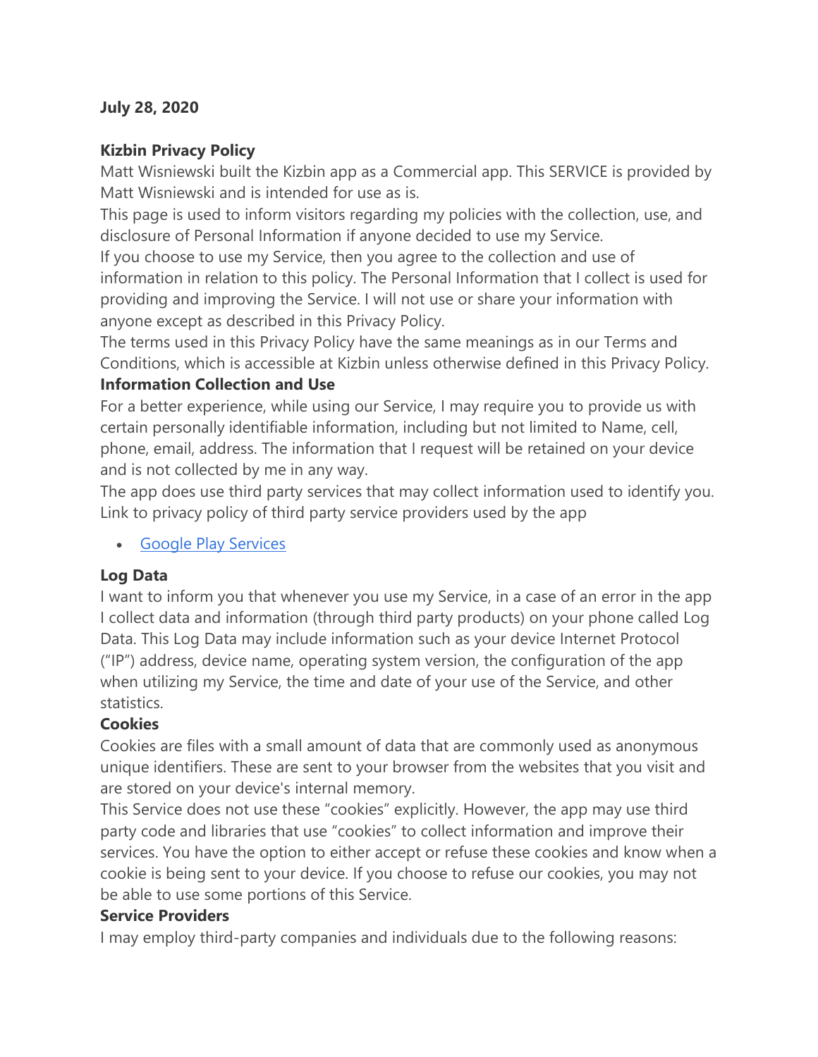**July 28, 2020**

**Kizbin Privacy Policy**

Matt Wisniewski built the Kizbin app as a Commercial app. This SERVICE is provided by Matt Wisniewski and is intended for use as is.

This page is used to inform visitors regarding my policies with the collection, use, and disclosure of Personal Information if anyone decided to use my Service.

If you choose to use my Service, then you agree to the collection and use of information in relation to this policy. The Personal Information that I collect is used for providing and improving the Service. I will not use or share your information with anyone except as described in this Privacy Policy.

The terms used in this Privacy Policy have the same meanings as in our Terms and Conditions, which is accessible at Kizbin unless otherwise defined in this Privacy Policy.

**Information Collection and Use**

For a better experience, while using our Service, I may require you to provide us with certain personally identifiable information, including but not limited to Name, cell, phone, email, address. The information that I request will be retained on your device and is not collected by me in any way.

The app does use third party services that may collect information used to identify you.

Link to privacy policy of third party service providers used by the app

- Google Play Services

**Log Data**

I want to inform you that whenever you use my Service, in a case of an error in the app I collect data and information (through third party products) on your phone called Log Data. This Log Data may include information such as your device Internet Protocol ("IP") address, device name, operating system version, the configuration of the app when utilizing my Service, the time and date of your use of the Service, and other statistics.

**Cookies**

Cookies are files with a small amount of data that are commonly used as anonymous unique identifiers. These are sent to your browser from the websites that you visit and are stored on your device's internal memory.

This Service does not use these "cookies" explicitly. However, the app may use third party code and libraries that use "cookies" to collect information and improve their services. You have the option to either accept or refuse these cookies and know when a cookie is being sent to your device. If you choose to refuse our cookies, you may not be able to use some portions of this Service.

**Service Providers**

I may employ third-party companies and individuals due to the following reasons: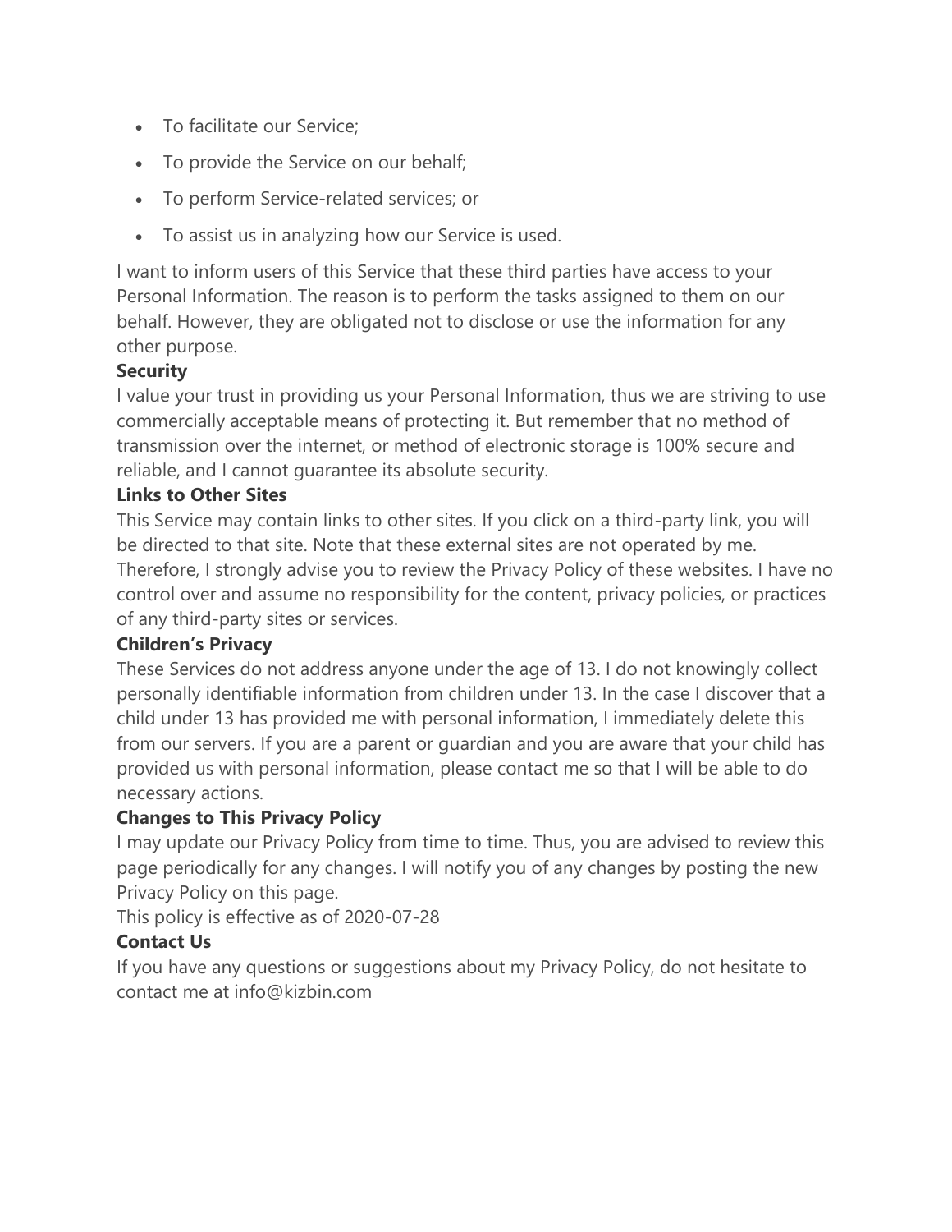- To facilitate our Service;
- To provide the Service on our behalf;
- To perform Service-related services; or
- To assist us in analyzing how our Service is used.

I want to inform users of this Service that these third parties have access to your Personal Information. The reason is to perform the tasks assigned to them on our behalf. However, they are obligated not to disclose or use the information for any other purpose.

**Security**

I value your trust in providing us your Personal Information, thus we are striving to use commercially acceptable means of protecting it. But remember that no method of transmission over the internet, or method of electronic storage is 100% secure and reliable, and I cannot guarantee its absolute security.

**Links to Other Sites**

This Service may contain links to other sites. If you click on a third-party link, you will be directed to that site. Note that these external sites are not operated by me. Therefore, I strongly advise you to review the Privacy Policy of these websites. I have no control over and assume no responsibility for the content, privacy policies, or practices of any third-party sites or services.

**Children's Privacy**

These Services do not address anyone under the age of 13. I do not knowingly collect personally identifiable information from children under 13. In the case I discover that a child under 13 has provided me with personal information, I immediately delete this from our servers. If you are a parent or guardian and you are aware that your child has provided us with personal information, please contact me so that I will be able to do necessary actions.

**Changes to This Privacy Policy**

I may update our Privacy Policy from time to time. Thus, you are advised to review this page periodically for any changes. I will notify you of any changes by posting the new Privacy Policy on this page.

This policy is effective as of 2020-07-28

**Contact Us**

If you have any questions or suggestions about my Privacy Policy, do not hesitate to contact me at info@kizbin.com